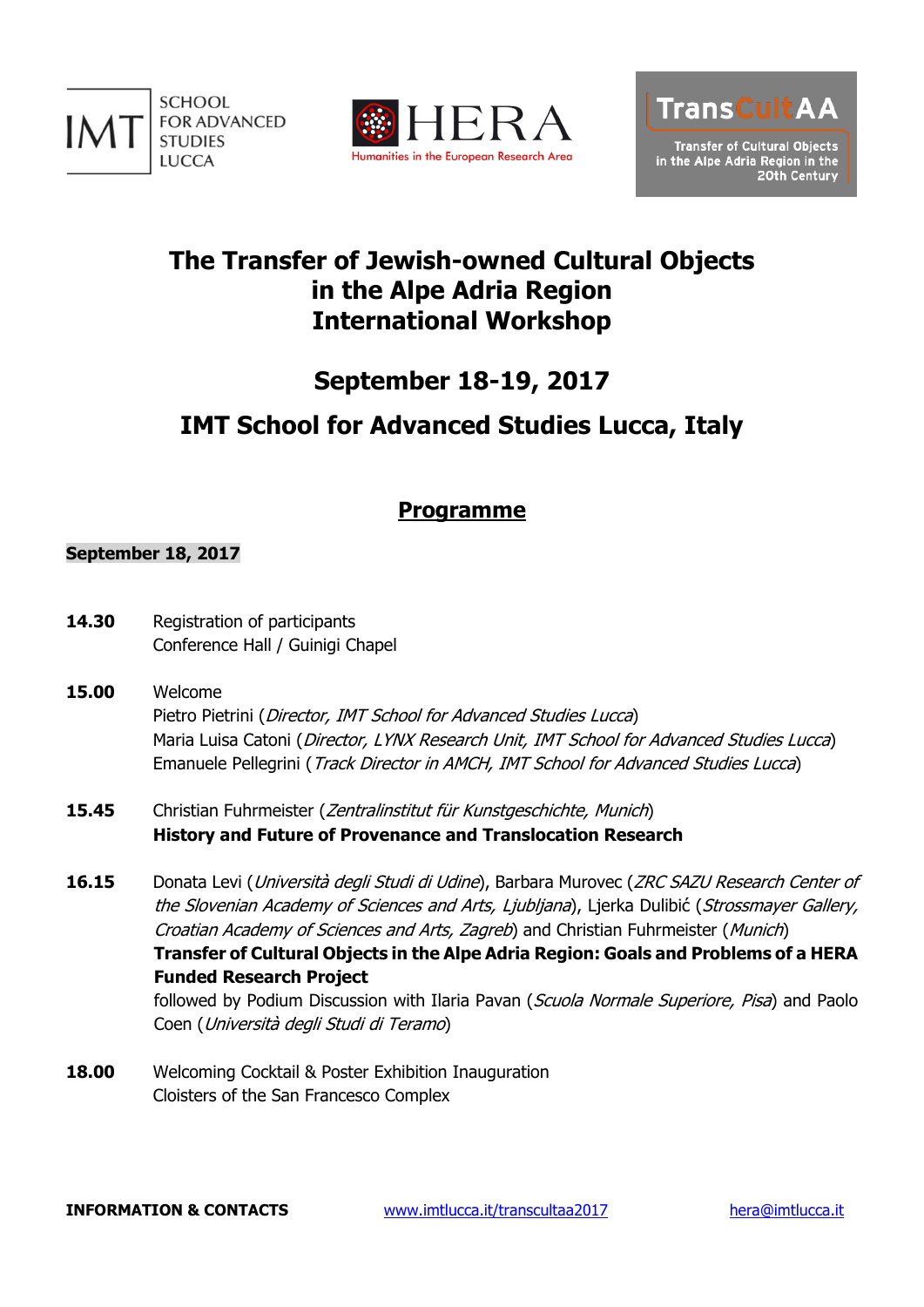SCHOOL FOR ADVANCED STUDIES LUCCA

HERA – Humanities in the European Research Area

TransCultAA – Transfer of Cultural Objects in the Alpe Adria Region in the 20th Century

# The Transfer of Jewish-owned Cultural Objects in the Alpe Adria Region International Workshop

## September 18-19, 2017

## IMT School for Advanced Studies Lucca, Italy

## Programme

**September 18, 2017**

**14.30** Registration of participants
Conference Hall / Guinigi Chapel

**15.00** Welcome
Pietro Pietrini (*Director, IMT School for Advanced Studies Lucca*)
Maria Luisa Catoni (*Director, LYNX Research Unit, IMT School for Advanced Studies Lucca*)
Emanuele Pellegrini (*Track Director in AMCH, IMT School for Advanced Studies Lucca*)

**15.45** Christian Fuhrmeister (*Zentralinstitut für Kunstgeschichte, Munich*)
**History and Future of Provenance and Translocation Research**

**16.15** Donata Levi (*Università degli Studi di Udine*), Barbara Murovec (*ZRC SAZU Research Center of the Slovenian Academy of Sciences and Arts, Ljubljana*), Ljerka Dulibić (*Strossmayer Gallery, Croatian Academy of Sciences and Arts, Zagreb*) and Christian Fuhrmeister (*Munich*)
**Transfer of Cultural Objects in the Alpe Adria Region: Goals and Problems of a HERA Funded Research Project**
followed by Podium Discussion with Ilaria Pavan (*Scuola Normale Superiore, Pisa*) and Paolo Coen (*Università degli Studi di Teramo*)

**18.00** Welcoming Cocktail & Poster Exhibition Inauguration
Cloisters of the San Francesco Complex

**INFORMATION & CONTACTS** www.imtlucca.it/transcultaa2017 hera@imtlucca.it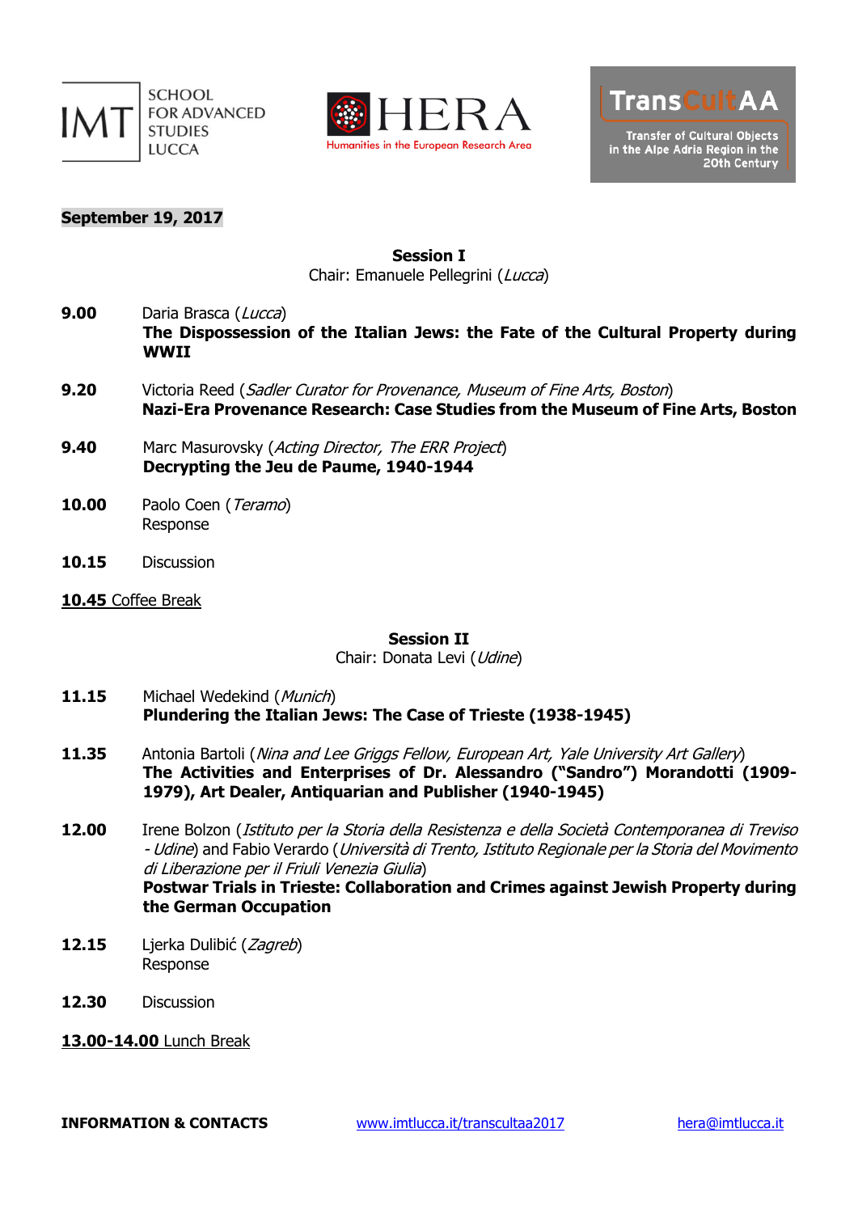**September 19, 2017**

### Session I

Chair: Emanuele Pellegrini (*Lucca*)

**9.00** Daria Brasca (*Lucca*)
**The Dispossession of the Italian Jews: the Fate of the Cultural Property during WWII**

**9.20** Victoria Reed (*Sadler Curator for Provenance, Museum of Fine Arts, Boston*)
**Nazi-Era Provenance Research: Case Studies from the Museum of Fine Arts, Boston**

**9.40** Marc Masurovsky (*Acting Director, The ERR Project*)
**Decrypting the Jeu de Paume, 1940-1944**

**10.00** Paolo Coen (*Teramo*)
Response

**10.15** Discussion

**10.45** Coffee Break

### Session II

Chair: Donata Levi (*Udine*)

**11.15** Michael Wedekind (*Munich*)
**Plundering the Italian Jews: The Case of Trieste (1938-1945)**

**11.35** Antonia Bartoli (*Nina and Lee Griggs Fellow, European Art, Yale University Art Gallery*)
**The Activities and Enterprises of Dr. Alessandro ("Sandro") Morandotti (1909-1979), Art Dealer, Antiquarian and Publisher (1940-1945)**

**12.00** Irene Bolzon (*Istituto per la Storia della Resistenza e della Società Contemporanea di Treviso - Udine*) and Fabio Verardo (*Università di Trento, Istituto Regionale per la Storia del Movimento di Liberazione per il Friuli Venezia Giulia*)
**Postwar Trials in Trieste: Collaboration and Crimes against Jewish Property during the German Occupation**

**12.15** Ljerka Dulibić (*Zagreb*)
Response

**12.30** Discussion

**13.00-14.00** Lunch Break

**INFORMATION & CONTACTS** www.imtlucca.it/transcultaa2017 hera@imtlucca.it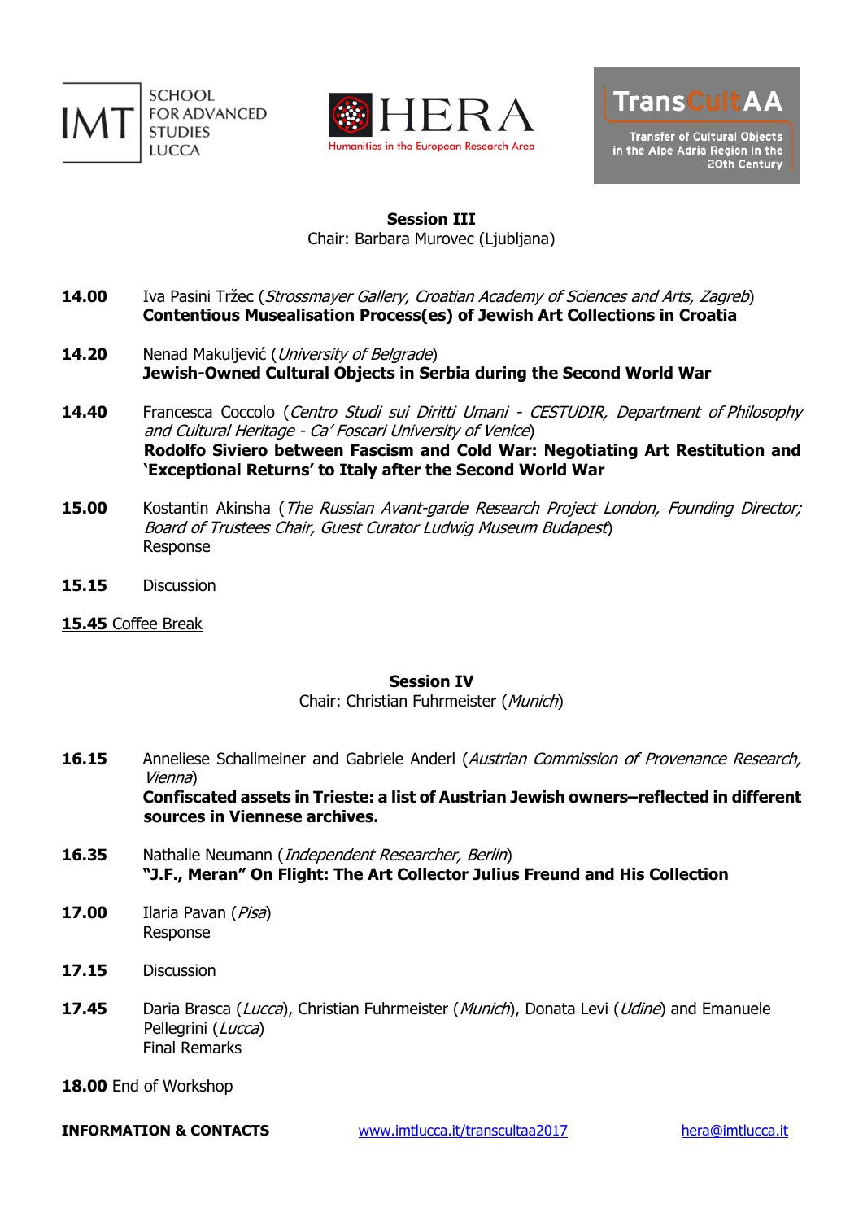IMT SCHOOL FOR ADVANCED STUDIES LUCCA

HERA Humanities in the European Research Area

TransCultAA Transfer of Cultural Objects in the Alpe Adria Region in the 20th Century

### Session III

Chair: Barbara Murovec (Ljubljana)

**14.00** Iva Pasini Tržec (*Strossmayer Gallery, Croatian Academy of Sciences and Arts, Zagreb*)
**Contentious Musealisation Process(es) of Jewish Art Collections in Croatia**

**14.20** Nenad Makuljević (*University of Belgrade*)
**Jewish-Owned Cultural Objects in Serbia during the Second World War**

**14.40** Francesca Coccolo (*Centro Studi sui Diritti Umani - CESTUDIR, Department of Philosophy and Cultural Heritage - Ca' Foscari University of Venice*)
**Rodolfo Siviero between Fascism and Cold War: Negotiating Art Restitution and 'Exceptional Returns' to Italy after the Second World War**

**15.00** Kostantin Akinsha (*The Russian Avant-garde Research Project London, Founding Director; Board of Trustees Chair, Guest Curator Ludwig Museum Budapest*)
Response

**15.15** Discussion

**15.45** Coffee Break

### Session IV

Chair: Christian Fuhrmeister (*Munich*)

**16.15** Anneliese Schallmeiner and Gabriele Anderl (*Austrian Commission of Provenance Research, Vienna*)
**Confiscated assets in Trieste: a list of Austrian Jewish owners–reflected in different sources in Viennese archives.**

**16.35** Nathalie Neumann (*Independent Researcher, Berlin*)
**"J.F., Meran" On Flight: The Art Collector Julius Freund and His Collection**

**17.00** Ilaria Pavan (*Pisa*)
Response

**17.15** Discussion

**17.45** Daria Brasca (*Lucca*), Christian Fuhrmeister (*Munich*), Donata Levi (*Udine*) and Emanuele Pellegrini (*Lucca*)
Final Remarks

**18.00** End of Workshop

**INFORMATION & CONTACTS** www.imtlucca.it/transcultaa2017 hera@imtlucca.it